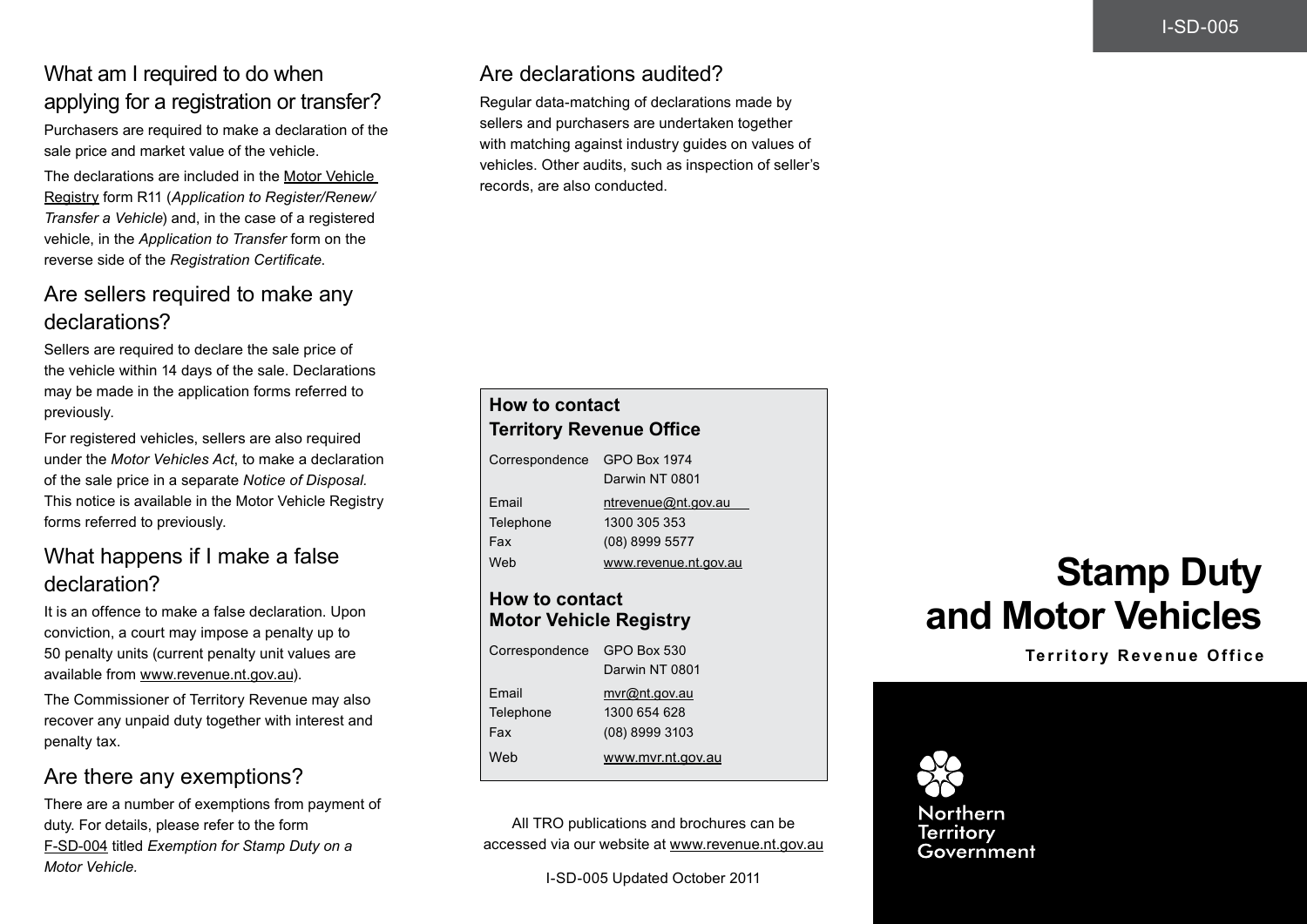## What am I required to do when applying for a registration or transfer?

Purchasers are required to make a declaration of the sale price and market value of the vehicle.

The declarations are included in the Motor Vehicle Registry form R11 (*Application to Register/Renew/Transfer a Vehicle*) and, in the case of a registered vehicle, in the *Application to Transfer* form on the reverse side of the *Registration Certificate*.

## Are sellers required to make any declarations?

Sellers are required to declare the sale price of the vehicle within 14 days of the sale. Declarations may be made in the application forms referred to previously.

For registered vehicles, sellers are also required under the *Motor Vehicles Act*, to make a declaration of the sale price in a separate *Notice of Disposal.* This notice is available in the Motor Vehicle Registry forms referred to previously.

## What happens if I make a false declaration?

It is an offence to make a false declaration. Upon conviction, a court may impose a penalty up to 50 penalty units (current penalty unit values are available from www.revenue.nt.gov.au).

The Commissioner of Territory Revenue may also recover any unpaid duty together with interest and penalty tax.

## Are there any exemptions?

There are a number of exemptions from payment of duty. For details, please refer to the form F-SD-004 titled *Exemption for Stamp Duty on a Motor Vehicle.*

## Are declarations audited?

Regular data-matching of declarations made by sellers and purchasers are undertaken together with matching against industry guides on values of vehicles. Other audits, such as inspection of seller's records, are also conducted.

**How to contact Territory Revenue Office**

| | |
|---|---|
| Correspondence | GPO Box 1974<br>Darwin NT 0801 |
| Email | ntrevenue@nt.gov.au |
| Telephone | 1300 305 353 |
| Fax | (08) 8999 5577 |
| Web | www.revenue.nt.gov.au |

**How to contact Motor Vehicle Registry**

| | |
|---|---|
| Correspondence | GPO Box 530<br>Darwin NT 0801 |
| Email | mvr@nt.gov.au |
| Telephone | 1300 654 628 |
| Fax | (08) 8999 3103 |
| Web | www.mvr.nt.gov.au |

All TRO publications and brochures can be accessed via our website at www.revenue.nt.gov.au

I-SD-005 Updated October 2011

# Stamp Duty and Motor Vehicles

**Territory Revenue Office**

Northern Territory Government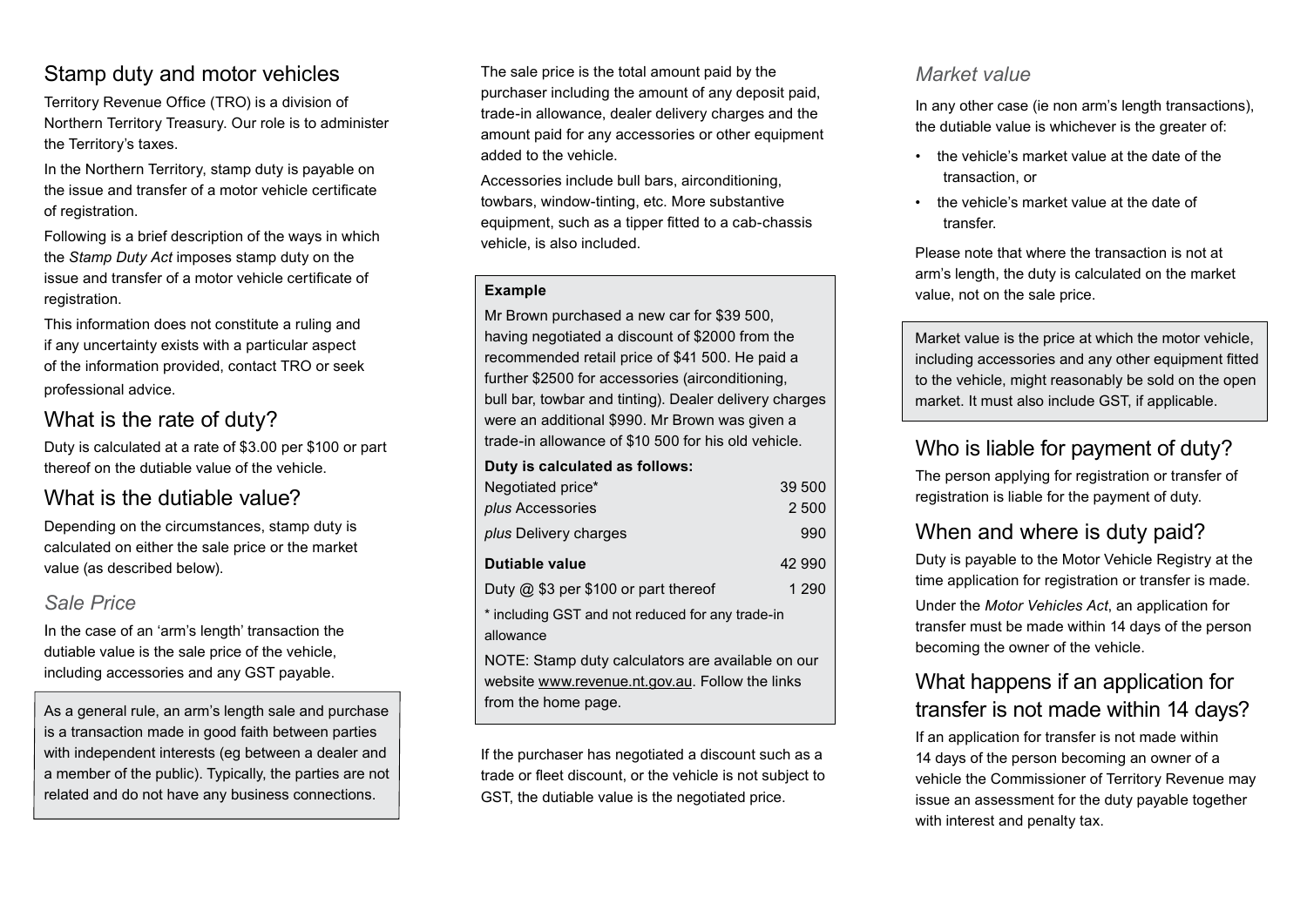## Stamp duty and motor vehicles

Territory Revenue Office (TRO) is a division of Northern Territory Treasury. Our role is to administer the Territory's taxes.

In the Northern Territory, stamp duty is payable on the issue and transfer of a motor vehicle certificate of registration.

Following is a brief description of the ways in which the *Stamp Duty Act* imposes stamp duty on the issue and transfer of a motor vehicle certificate of registration.

This information does not constitute a ruling and if any uncertainty exists with a particular aspect of the information provided, contact TRO or seek professional advice.

## What is the rate of duty?

Duty is calculated at a rate of $3.00 per $100 or part thereof on the dutiable value of the vehicle.

## What is the dutiable value?

Depending on the circumstances, stamp duty is calculated on either the sale price or the market value (as described below).

### *Sale Price*

In the case of an 'arm's length' transaction the dutiable value is the sale price of the vehicle, including accessories and any GST payable.

As a general rule, an arm's length sale and purchase is a transaction made in good faith between parties with independent interests (eg between a dealer and a member of the public). Typically, the parties are not related and do not have any business connections.

The sale price is the total amount paid by the purchaser including the amount of any deposit paid, trade-in allowance, dealer delivery charges and the amount paid for any accessories or other equipment added to the vehicle.

Accessories include bull bars, airconditioning, towbars, window-tinting, etc. More substantive equipment, such as a tipper fitted to a cab-chassis vehicle, is also included.

**Example**

Mr Brown purchased a new car for $39 500, having negotiated a discount of $2000 from the recommended retail price of $41 500. He paid a further $2500 for accessories (airconditioning, bull bar, towbar and tinting). Dealer delivery charges were an additional $990. Mr Brown was given a trade-in allowance of $10 500 for his old vehicle.

**Duty is calculated as follows:**

| | |
|---|---|
| Negotiated price* | 39 500 |
| *plus* Accessories | 2 500 |
| *plus* Delivery charges | 990 |
| **Dutiable value** | 42 990 |
| Duty @ $3 per $100 or part thereof | 1 290 |

\* including GST and not reduced for any trade-in allowance

NOTE: Stamp duty calculators are available on our website www.revenue.nt.gov.au. Follow the links from the home page.

If the purchaser has negotiated a discount such as a trade or fleet discount, or the vehicle is not subject to GST, the dutiable value is the negotiated price.

### *Market value*

In any other case (ie non arm's length transactions), the dutiable value is whichever is the greater of:

- the vehicle's market value at the date of the transaction, or
- the vehicle's market value at the date of transfer.

Please note that where the transaction is not at arm's length, the duty is calculated on the market value, not on the sale price.

Market value is the price at which the motor vehicle, including accessories and any other equipment fitted to the vehicle, might reasonably be sold on the open market. It must also include GST, if applicable.

## Who is liable for payment of duty?

The person applying for registration or transfer of registration is liable for the payment of duty.

## When and where is duty paid?

Duty is payable to the Motor Vehicle Registry at the time application for registration or transfer is made.

Under the *Motor Vehicles Act*, an application for transfer must be made within 14 days of the person becoming the owner of the vehicle.

## What happens if an application for transfer is not made within 14 days?

If an application for transfer is not made within 14 days of the person becoming an owner of a vehicle the Commissioner of Territory Revenue may issue an assessment for the duty payable together with interest and penalty tax.